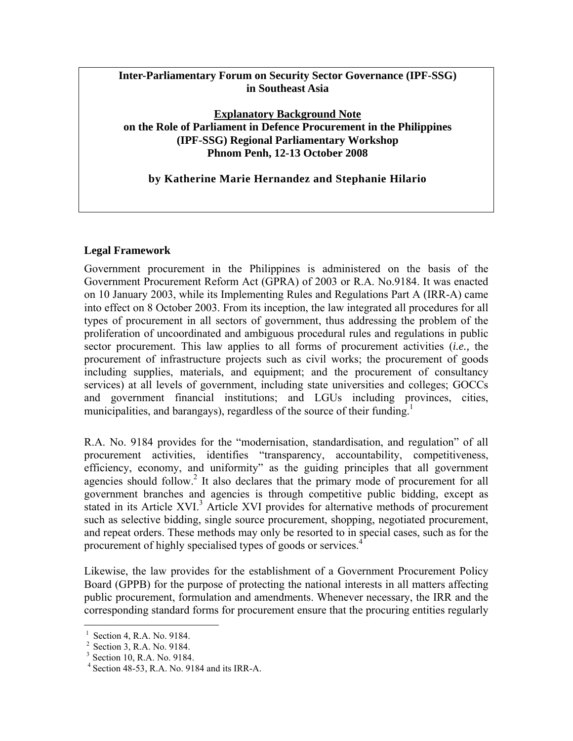**Inter-Parliamentary Forum on Security Sector Governance (IPF-SSG) in Southeast Asia**

**Explanatory Background Note**
**on the Role of Parliament in Defence Procurement in the Philippines**
**(IPF-SSG) Regional Parliamentary Workshop**
**Phnom Penh, 12-13 October 2008**

**by Katherine Marie Hernandez and Stephanie Hilario**

## Legal Framework

Government procurement in the Philippines is administered on the basis of the Government Procurement Reform Act (GPRA) of 2003 or R.A. No.9184. It was enacted on 10 January 2003, while its Implementing Rules and Regulations Part A (IRR-A) came into effect on 8 October 2003. From its inception, the law integrated all procedures for all types of procurement in all sectors of government, thus addressing the problem of the proliferation of uncoordinated and ambiguous procedural rules and regulations in public sector procurement. This law applies to all forms of procurement activities (*i.e.,* the procurement of infrastructure projects such as civil works; the procurement of goods including supplies, materials, and equipment; and the procurement of consultancy services) at all levels of government, including state universities and colleges; GOCCs and government financial institutions; and LGUs including provinces, cities, municipalities, and barangays), regardless of the source of their funding.[1]

R.A. No. 9184 provides for the "modernisation, standardisation, and regulation" of all procurement activities, identifies "transparency, accountability, competitiveness, efficiency, economy, and uniformity" as the guiding principles that all government agencies should follow.[2] It also declares that the primary mode of procurement for all government branches and agencies is through competitive public bidding, except as stated in its Article XVI.[3] Article XVI provides for alternative methods of procurement such as selective bidding, single source procurement, shopping, negotiated procurement, and repeat orders. These methods may only be resorted to in special cases, such as for the procurement of highly specialised types of goods or services.[4]

Likewise, the law provides for the establishment of a Government Procurement Policy Board (GPPB) for the purpose of protecting the national interests in all matters affecting public procurement, formulation and amendments. Whenever necessary, the IRR and the corresponding standard forms for procurement ensure that the procuring entities regularly

---

[1] Section 4, R.A. No. 9184.
[2] Section 3, R.A. No. 9184.
[3] Section 10, R.A. No. 9184.
[4] Section 48-53, R.A. No. 9184 and its IRR-A.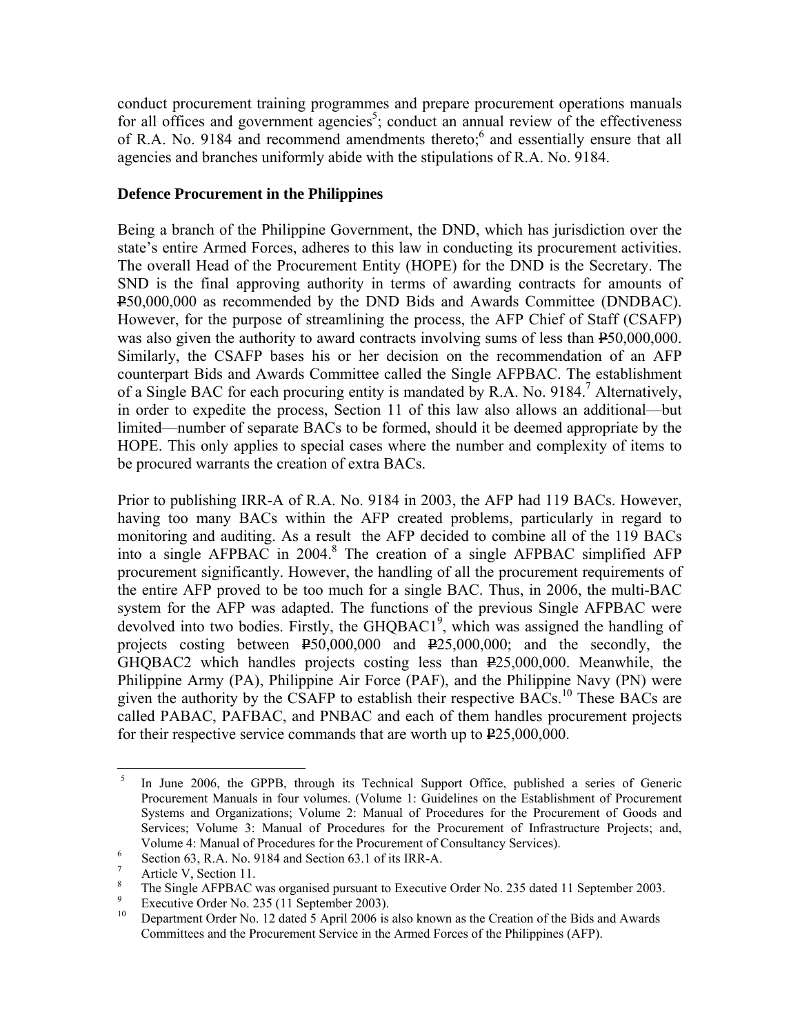conduct procurement training programmes and prepare procurement operations manuals for all offices and government agencies[5]; conduct an annual review of the effectiveness of R.A. No. 9184 and recommend amendments thereto;[6] and essentially ensure that all agencies and branches uniformly abide with the stipulations of R.A. No. 9184.

## Defence Procurement in the Philippines

Being a branch of the Philippine Government, the DND, which has jurisdiction over the state's entire Armed Forces, adheres to this law in conducting its procurement activities. The overall Head of the Procurement Entity (HOPE) for the DND is the Secretary. The SND is the final approving authority in terms of awarding contracts for amounts of ₱50,000,000 as recommended by the DND Bids and Awards Committee (DNDBAC). However, for the purpose of streamlining the process, the AFP Chief of Staff (CSAFP) was also given the authority to award contracts involving sums of less than ₱50,000,000. Similarly, the CSAFP bases his or her decision on the recommendation of an AFP counterpart Bids and Awards Committee called the Single AFPBAC. The establishment of a Single BAC for each procuring entity is mandated by R.A. No. 9184.[7] Alternatively, in order to expedite the process, Section 11 of this law also allows an additional—but limited—number of separate BACs to be formed, should it be deemed appropriate by the HOPE. This only applies to special cases where the number and complexity of items to be procured warrants the creation of extra BACs.

Prior to publishing IRR-A of R.A. No. 9184 in 2003, the AFP had 119 BACs. However, having too many BACs within the AFP created problems, particularly in regard to monitoring and auditing. As a result the AFP decided to combine all of the 119 BACs into a single AFPBAC in 2004.[8] The creation of a single AFPBAC simplified AFP procurement significantly. However, the handling of all the procurement requirements of the entire AFP proved to be too much for a single BAC. Thus, in 2006, the multi-BAC system for the AFP was adapted. The functions of the previous Single AFPBAC were devolved into two bodies. Firstly, the GHQBAC1[9], which was assigned the handling of projects costing between ₱50,000,000 and ₱25,000,000; and the secondly, the GHQBAC2 which handles projects costing less than ₱25,000,000. Meanwhile, the Philippine Army (PA), Philippine Air Force (PAF), and the Philippine Navy (PN) were given the authority by the CSAFP to establish their respective BACs.[10] These BACs are called PABAC, PAFBAC, and PNBAC and each of them handles procurement projects for their respective service commands that are worth up to ₱25,000,000.

---

[5] In June 2006, the GPPB, through its Technical Support Office, published a series of Generic Procurement Manuals in four volumes. (Volume 1: Guidelines on the Establishment of Procurement Systems and Organizations; Volume 2: Manual of Procedures for the Procurement of Goods and Services; Volume 3: Manual of Procedures for the Procurement of Infrastructure Projects; and, Volume 4: Manual of Procedures for the Procurement of Consultancy Services).

[6] Section 63, R.A. No. 9184 and Section 63.1 of its IRR-A.

[7] Article V, Section 11.

[8] The Single AFPBAC was organised pursuant to Executive Order No. 235 dated 11 September 2003.

[9] Executive Order No. 235 (11 September 2003).

[10] Department Order No. 12 dated 5 April 2006 is also known as the Creation of the Bids and Awards Committees and the Procurement Service in the Armed Forces of the Philippines (AFP).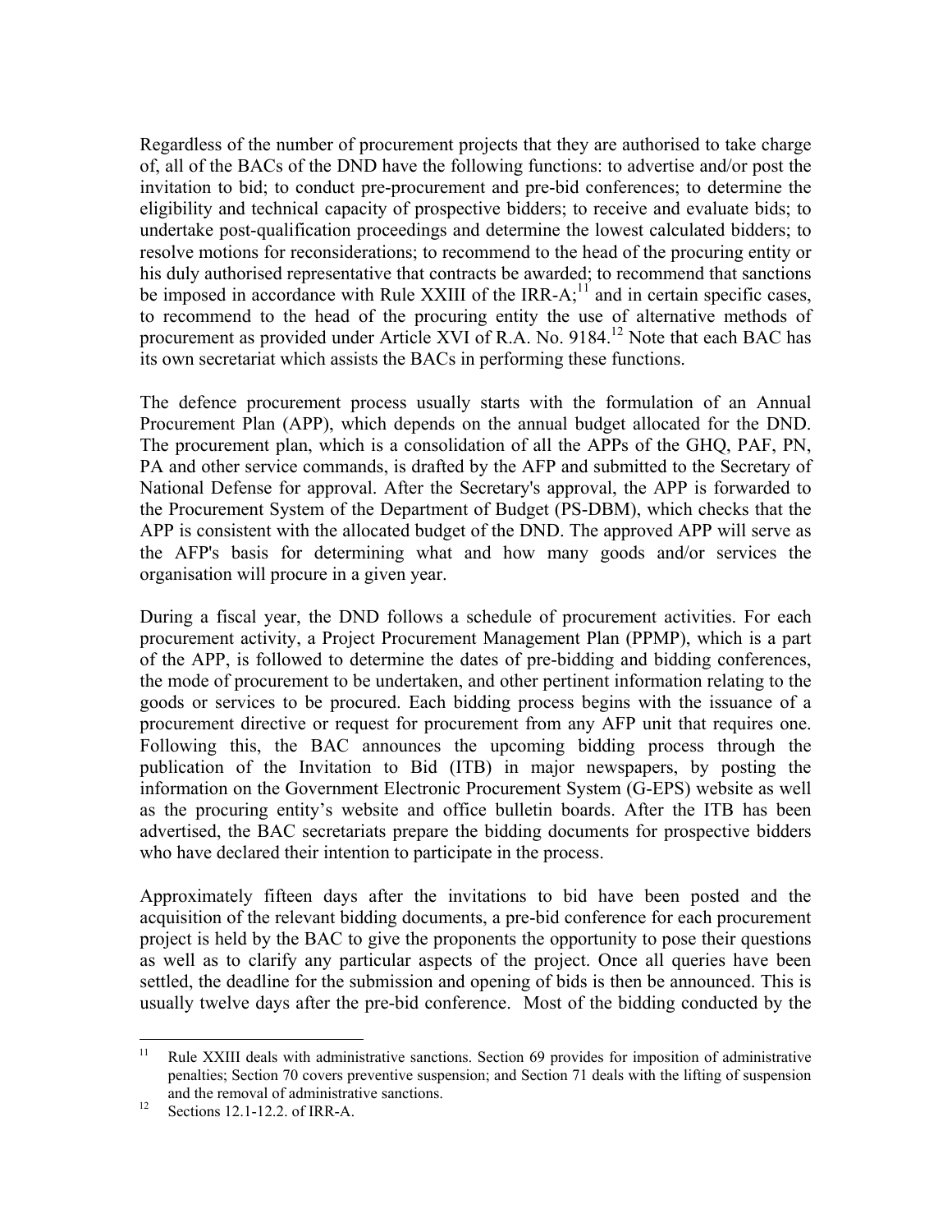Regardless of the number of procurement projects that they are authorised to take charge of, all of the BACs of the DND have the following functions: to advertise and/or post the invitation to bid; to conduct pre-procurement and pre-bid conferences; to determine the eligibility and technical capacity of prospective bidders; to receive and evaluate bids; to undertake post-qualification proceedings and determine the lowest calculated bidders; to resolve motions for reconsiderations; to recommend to the head of the procuring entity or his duly authorised representative that contracts be awarded; to recommend that sanctions be imposed in accordance with Rule XXIII of the IRR-A;[11] and in certain specific cases, to recommend to the head of the procuring entity the use of alternative methods of procurement as provided under Article XVI of R.A. No. 9184.[12] Note that each BAC has its own secretariat which assists the BACs in performing these functions.

The defence procurement process usually starts with the formulation of an Annual Procurement Plan (APP), which depends on the annual budget allocated for the DND. The procurement plan, which is a consolidation of all the APPs of the GHQ, PAF, PN, PA and other service commands, is drafted by the AFP and submitted to the Secretary of National Defense for approval. After the Secretary's approval, the APP is forwarded to the Procurement System of the Department of Budget (PS-DBM), which checks that the APP is consistent with the allocated budget of the DND. The approved APP will serve as the AFP's basis for determining what and how many goods and/or services the organisation will procure in a given year.

During a fiscal year, the DND follows a schedule of procurement activities. For each procurement activity, a Project Procurement Management Plan (PPMP), which is a part of the APP, is followed to determine the dates of pre-bidding and bidding conferences, the mode of procurement to be undertaken, and other pertinent information relating to the goods or services to be procured. Each bidding process begins with the issuance of a procurement directive or request for procurement from any AFP unit that requires one. Following this, the BAC announces the upcoming bidding process through the publication of the Invitation to Bid (ITB) in major newspapers, by posting the information on the Government Electronic Procurement System (G-EPS) website as well as the procuring entity's website and office bulletin boards. After the ITB has been advertised, the BAC secretariats prepare the bidding documents for prospective bidders who have declared their intention to participate in the process.

Approximately fifteen days after the invitations to bid have been posted and the acquisition of the relevant bidding documents, a pre-bid conference for each procurement project is held by the BAC to give the proponents the opportunity to pose their questions as well as to clarify any particular aspects of the project. Once all queries have been settled, the deadline for the submission and opening of bids is then be announced. This is usually twelve days after the pre-bid conference. Most of the bidding conducted by the

[11] Rule XXIII deals with administrative sanctions. Section 69 provides for imposition of administrative penalties; Section 70 covers preventive suspension; and Section 71 deals with the lifting of suspension and the removal of administrative sanctions.

[12] Sections 12.1-12.2. of IRR-A.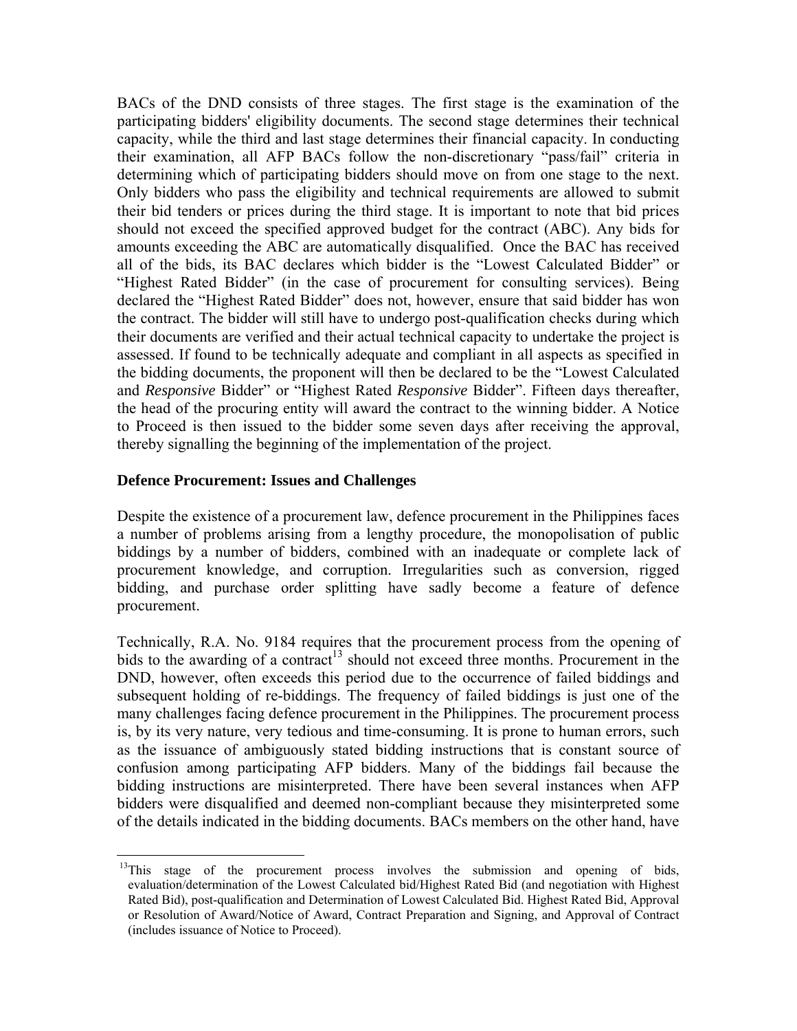BACs of the DND consists of three stages. The first stage is the examination of the participating bidders' eligibility documents. The second stage determines their technical capacity, while the third and last stage determines their financial capacity. In conducting their examination, all AFP BACs follow the non-discretionary "pass/fail" criteria in determining which of participating bidders should move on from one stage to the next. Only bidders who pass the eligibility and technical requirements are allowed to submit their bid tenders or prices during the third stage. It is important to note that bid prices should not exceed the specified approved budget for the contract (ABC). Any bids for amounts exceeding the ABC are automatically disqualified. Once the BAC has received all of the bids, its BAC declares which bidder is the "Lowest Calculated Bidder" or "Highest Rated Bidder" (in the case of procurement for consulting services). Being declared the "Highest Rated Bidder" does not, however, ensure that said bidder has won the contract. The bidder will still have to undergo post-qualification checks during which their documents are verified and their actual technical capacity to undertake the project is assessed. If found to be technically adequate and compliant in all aspects as specified in the bidding documents, the proponent will then be declared to be the "Lowest Calculated and *Responsive* Bidder" or "Highest Rated *Responsive* Bidder". Fifteen days thereafter, the head of the procuring entity will award the contract to the winning bidder. A Notice to Proceed is then issued to the bidder some seven days after receiving the approval, thereby signalling the beginning of the implementation of the project.

**Defence Procurement: Issues and Challenges**

Despite the existence of a procurement law, defence procurement in the Philippines faces a number of problems arising from a lengthy procedure, the monopolisation of public biddings by a number of bidders, combined with an inadequate or complete lack of procurement knowledge, and corruption. Irregularities such as conversion, rigged bidding, and purchase order splitting have sadly become a feature of defence procurement.

Technically, R.A. No. 9184 requires that the procurement process from the opening of bids to the awarding of a contract[13] should not exceed three months. Procurement in the DND, however, often exceeds this period due to the occurrence of failed biddings and subsequent holding of re-biddings. The frequency of failed biddings is just one of the many challenges facing defence procurement in the Philippines. The procurement process is, by its very nature, very tedious and time-consuming. It is prone to human errors, such as the issuance of ambiguously stated bidding instructions that is constant source of confusion among participating AFP bidders. Many of the biddings fail because the bidding instructions are misinterpreted. There have been several instances when AFP bidders were disqualified and deemed non-compliant because they misinterpreted some of the details indicated in the bidding documents. BACs members on the other hand, have

[13] This stage of the procurement process involves the submission and opening of bids, evaluation/determination of the Lowest Calculated bid/Highest Rated Bid (and negotiation with Highest Rated Bid), post-qualification and Determination of Lowest Calculated Bid. Highest Rated Bid, Approval or Resolution of Award/Notice of Award, Contract Preparation and Signing, and Approval of Contract (includes issuance of Notice to Proceed).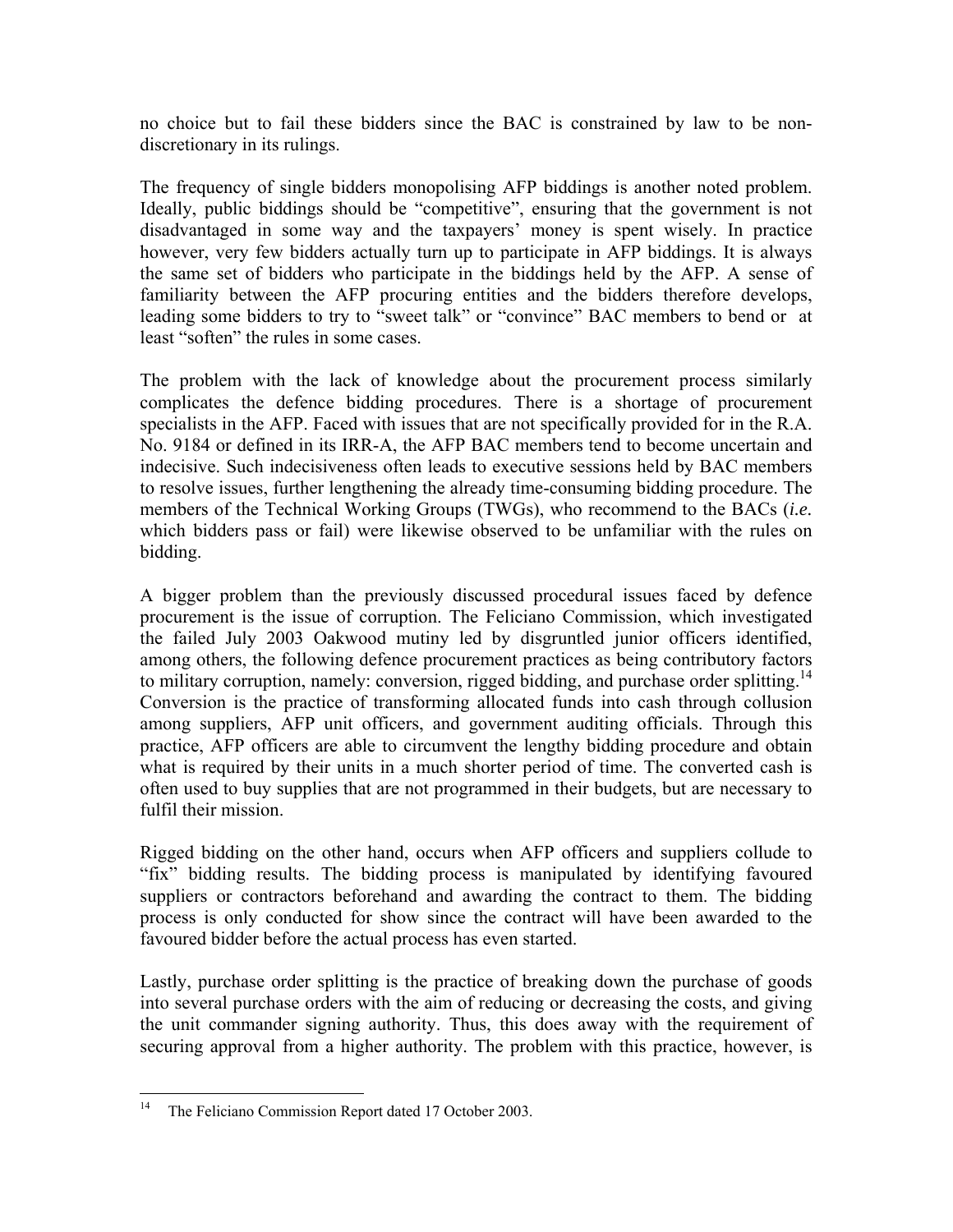no choice but to fail these bidders since the BAC is constrained by law to be non-discretionary in its rulings.

The frequency of single bidders monopolising AFP biddings is another noted problem. Ideally, public biddings should be "competitive", ensuring that the government is not disadvantaged in some way and the taxpayers' money is spent wisely. In practice however, very few bidders actually turn up to participate in AFP biddings. It is always the same set of bidders who participate in the biddings held by the AFP. A sense of familiarity between the AFP procuring entities and the bidders therefore develops, leading some bidders to try to "sweet talk" or "convince" BAC members to bend or at least "soften" the rules in some cases.

The problem with the lack of knowledge about the procurement process similarly complicates the defence bidding procedures. There is a shortage of procurement specialists in the AFP. Faced with issues that are not specifically provided for in the R.A. No. 9184 or defined in its IRR-A, the AFP BAC members tend to become uncertain and indecisive. Such indecisiveness often leads to executive sessions held by BAC members to resolve issues, further lengthening the already time-consuming bidding procedure. The members of the Technical Working Groups (TWGs), who recommend to the BACs (*i.e.* which bidders pass or fail) were likewise observed to be unfamiliar with the rules on bidding.

A bigger problem than the previously discussed procedural issues faced by defence procurement is the issue of corruption. The Feliciano Commission, which investigated the failed July 2003 Oakwood mutiny led by disgruntled junior officers identified, among others, the following defence procurement practices as being contributory factors to military corruption, namely: conversion, rigged bidding, and purchase order splitting.[14] Conversion is the practice of transforming allocated funds into cash through collusion among suppliers, AFP unit officers, and government auditing officials. Through this practice, AFP officers are able to circumvent the lengthy bidding procedure and obtain what is required by their units in a much shorter period of time. The converted cash is often used to buy supplies that are not programmed in their budgets, but are necessary to fulfil their mission.

Rigged bidding on the other hand, occurs when AFP officers and suppliers collude to "fix" bidding results. The bidding process is manipulated by identifying favoured suppliers or contractors beforehand and awarding the contract to them. The bidding process is only conducted for show since the contract will have been awarded to the favoured bidder before the actual process has even started.

Lastly, purchase order splitting is the practice of breaking down the purchase of goods into several purchase orders with the aim of reducing or decreasing the costs, and giving the unit commander signing authority. Thus, this does away with the requirement of securing approval from a higher authority. The problem with this practice, however, is

---

[14] The Feliciano Commission Report dated 17 October 2003.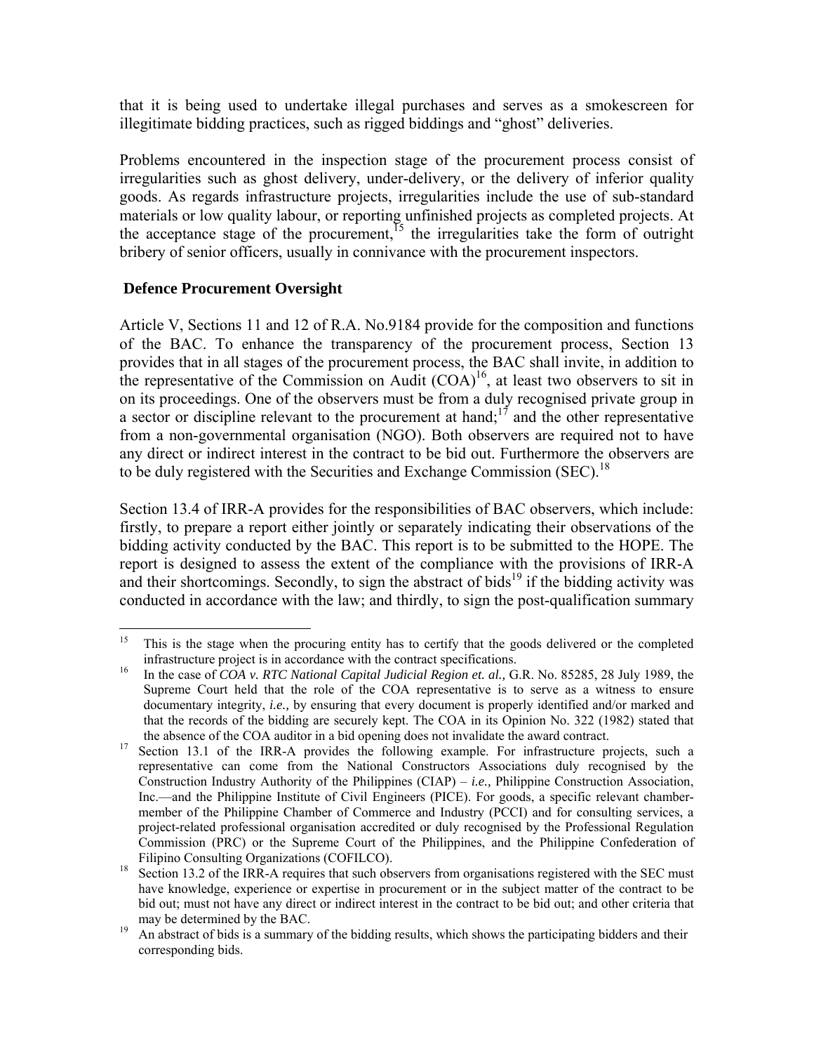that it is being used to undertake illegal purchases and serves as a smokescreen for illegitimate bidding practices, such as rigged biddings and "ghost" deliveries.

Problems encountered in the inspection stage of the procurement process consist of irregularities such as ghost delivery, under-delivery, or the delivery of inferior quality goods. As regards infrastructure projects, irregularities include the use of sub-standard materials or low quality labour, or reporting unfinished projects as completed projects. At the acceptance stage of the procurement,[15] the irregularities take the form of outright bribery of senior officers, usually in connivance with the procurement inspectors.

## Defence Procurement Oversight

Article V, Sections 11 and 12 of R.A. No.9184 provide for the composition and functions of the BAC. To enhance the transparency of the procurement process, Section 13 provides that in all stages of the procurement process, the BAC shall invite, in addition to the representative of the Commission on Audit (COA)[16], at least two observers to sit in on its proceedings. One of the observers must be from a duly recognised private group in a sector or discipline relevant to the procurement at hand;[17] and the other representative from a non-governmental organisation (NGO). Both observers are required not to have any direct or indirect interest in the contract to be bid out. Furthermore the observers are to be duly registered with the Securities and Exchange Commission (SEC).[18]

Section 13.4 of IRR-A provides for the responsibilities of BAC observers, which include: firstly, to prepare a report either jointly or separately indicating their observations of the bidding activity conducted by the BAC. This report is to be submitted to the HOPE. The report is designed to assess the extent of the compliance with the provisions of IRR-A and their shortcomings. Secondly, to sign the abstract of bids[19] if the bidding activity was conducted in accordance with the law; and thirdly, to sign the post-qualification summary

---

[15] This is the stage when the procuring entity has to certify that the goods delivered or the completed infrastructure project is in accordance with the contract specifications.

[16] In the case of *COA v. RTC National Capital Judicial Region et. al.,* G.R. No. 85285, 28 July 1989, the Supreme Court held that the role of the COA representative is to serve as a witness to ensure documentary integrity, *i.e.,* by ensuring that every document is properly identified and/or marked and that the records of the bidding are securely kept. The COA in its Opinion No. 322 (1982) stated that the absence of the COA auditor in a bid opening does not invalidate the award contract.

[17] Section 13.1 of the IRR-A provides the following example. For infrastructure projects, such a representative can come from the National Constructors Associations duly recognised by the Construction Industry Authority of the Philippines (CIAP) – *i.e.,* Philippine Construction Association, Inc.—and the Philippine Institute of Civil Engineers (PICE). For goods, a specific relevant chamber-member of the Philippine Chamber of Commerce and Industry (PCCI) and for consulting services, a project-related professional organisation accredited or duly recognised by the Professional Regulation Commission (PRC) or the Supreme Court of the Philippines, and the Philippine Confederation of Filipino Consulting Organizations (COFILCO).

[18] Section 13.2 of the IRR-A requires that such observers from organisations registered with the SEC must have knowledge, experience or expertise in procurement or in the subject matter of the contract to be bid out; must not have any direct or indirect interest in the contract to be bid out; and other criteria that may be determined by the BAC.

[19] An abstract of bids is a summary of the bidding results, which shows the participating bidders and their corresponding bids.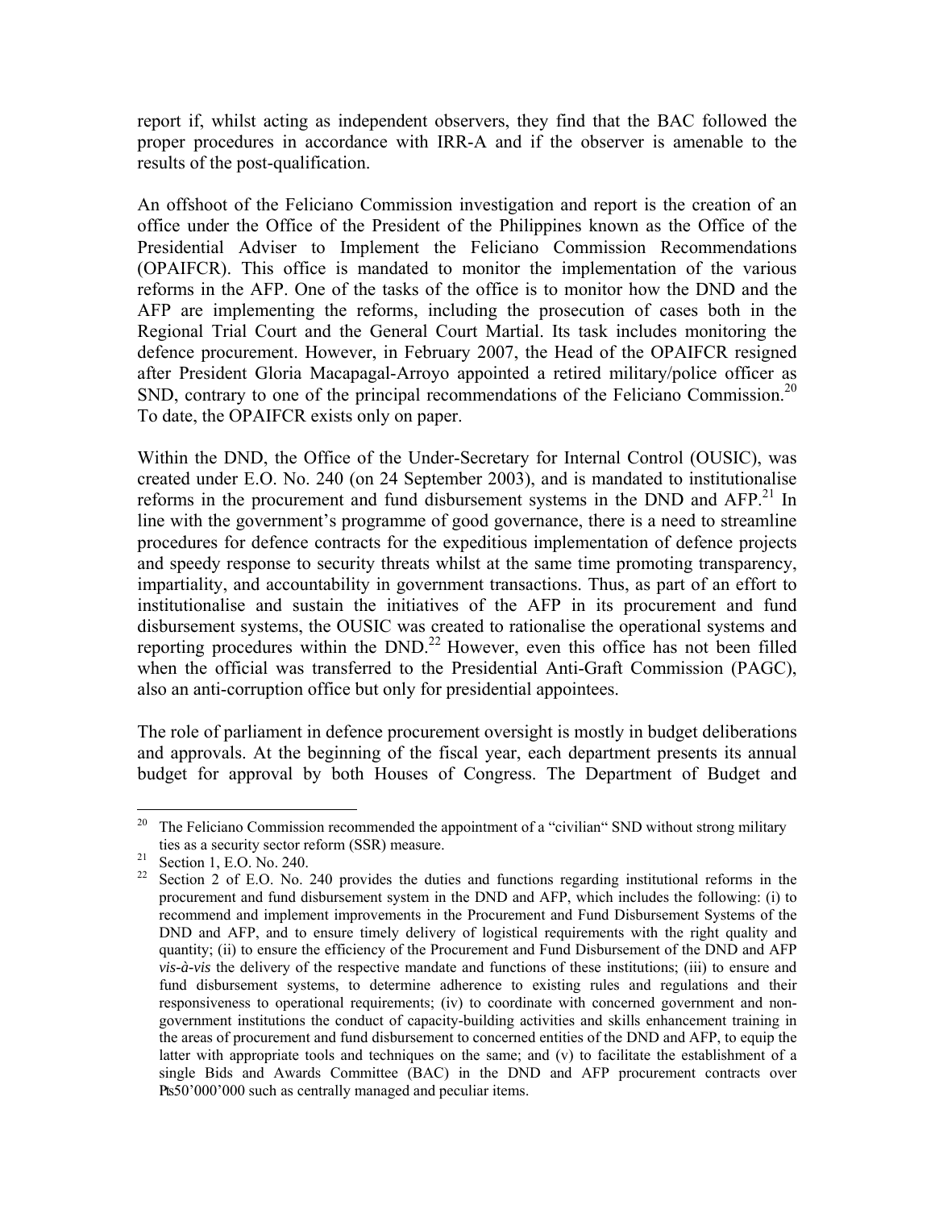report if, whilst acting as independent observers, they find that the BAC followed the proper procedures in accordance with IRR-A and if the observer is amenable to the results of the post-qualification.

An offshoot of the Feliciano Commission investigation and report is the creation of an office under the Office of the President of the Philippines known as the Office of the Presidential Adviser to Implement the Feliciano Commission Recommendations (OPAIFCR). This office is mandated to monitor the implementation of the various reforms in the AFP. One of the tasks of the office is to monitor how the DND and the AFP are implementing the reforms, including the prosecution of cases both in the Regional Trial Court and the General Court Martial. Its task includes monitoring the defence procurement. However, in February 2007, the Head of the OPAIFCR resigned after President Gloria Macapagal-Arroyo appointed a retired military/police officer as SND, contrary to one of the principal recommendations of the Feliciano Commission.[20] To date, the OPAIFCR exists only on paper.

Within the DND, the Office of the Under-Secretary for Internal Control (OUSIC), was created under E.O. No. 240 (on 24 September 2003), and is mandated to institutionalise reforms in the procurement and fund disbursement systems in the DND and AFP.[21] In line with the government's programme of good governance, there is a need to streamline procedures for defence contracts for the expeditious implementation of defence projects and speedy response to security threats whilst at the same time promoting transparency, impartiality, and accountability in government transactions. Thus, as part of an effort to institutionalise and sustain the initiatives of the AFP in its procurement and fund disbursement systems, the OUSIC was created to rationalise the operational systems and reporting procedures within the DND.[22] However, even this office has not been filled when the official was transferred to the Presidential Anti-Graft Commission (PAGC), also an anti-corruption office but only for presidential appointees.

The role of parliament in defence procurement oversight is mostly in budget deliberations and approvals. At the beginning of the fiscal year, each department presents its annual budget for approval by both Houses of Congress. The Department of Budget and

---

[20] The Feliciano Commission recommended the appointment of a "civilian" SND without strong military ties as a security sector reform (SSR) measure.

[21] Section 1, E.O. No. 240.

[22] Section 2 of E.O. No. 240 provides the duties and functions regarding institutional reforms in the procurement and fund disbursement system in the DND and AFP, which includes the following: (i) to recommend and implement improvements in the Procurement and Fund Disbursement Systems of the DND and AFP, and to ensure timely delivery of logistical requirements with the right quality and quantity; (ii) to ensure the efficiency of the Procurement and Fund Disbursement of the DND and AFP *vis-à-vis* the delivery of the respective mandate and functions of these institutions; (iii) to ensure and fund disbursement systems, to determine adherence to existing rules and regulations and their responsiveness to operational requirements; (iv) to coordinate with concerned government and non-government institutions the conduct of capacity-building activities and skills enhancement training in the areas of procurement and fund disbursement to concerned entities of the DND and AFP, to equip the latter with appropriate tools and techniques on the same; and (v) to facilitate the establishment of a single Bids and Awards Committee (BAC) in the DND and AFP procurement contracts over ₧50'000'000 such as centrally managed and peculiar items.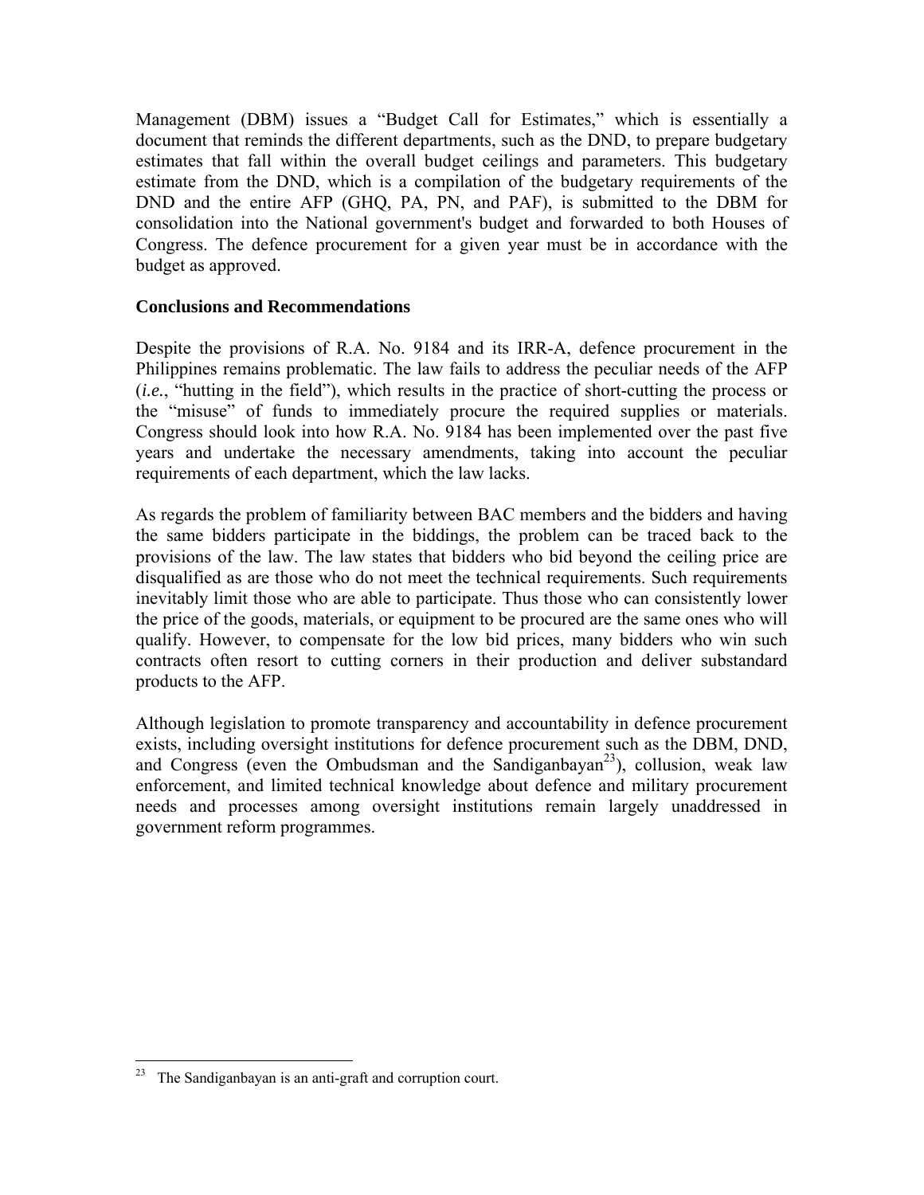Management (DBM) issues a "Budget Call for Estimates," which is essentially a document that reminds the different departments, such as the DND, to prepare budgetary estimates that fall within the overall budget ceilings and parameters. This budgetary estimate from the DND, which is a compilation of the budgetary requirements of the DND and the entire AFP (GHQ, PA, PN, and PAF), is submitted to the DBM for consolidation into the National government's budget and forwarded to both Houses of Congress. The defence procurement for a given year must be in accordance with the budget as approved.

## Conclusions and Recommendations

Despite the provisions of R.A. No. 9184 and its IRR-A, defence procurement in the Philippines remains problematic. The law fails to address the peculiar needs of the AFP (*i.e.*, "hutting in the field"), which results in the practice of short-cutting the process or the "misuse" of funds to immediately procure the required supplies or materials. Congress should look into how R.A. No. 9184 has been implemented over the past five years and undertake the necessary amendments, taking into account the peculiar requirements of each department, which the law lacks.

As regards the problem of familiarity between BAC members and the bidders and having the same bidders participate in the biddings, the problem can be traced back to the provisions of the law. The law states that bidders who bid beyond the ceiling price are disqualified as are those who do not meet the technical requirements. Such requirements inevitably limit those who are able to participate. Thus those who can consistently lower the price of the goods, materials, or equipment to be procured are the same ones who will qualify. However, to compensate for the low bid prices, many bidders who win such contracts often resort to cutting corners in their production and deliver substandard products to the AFP.

Although legislation to promote transparency and accountability in defence procurement exists, including oversight institutions for defence procurement such as the DBM, DND, and Congress (even the Ombudsman and the Sandiganbayan[23]), collusion, weak law enforcement, and limited technical knowledge about defence and military procurement needs and processes among oversight institutions remain largely unaddressed in government reform programmes.

---

[23] The Sandiganbayan is an anti-graft and corruption court.